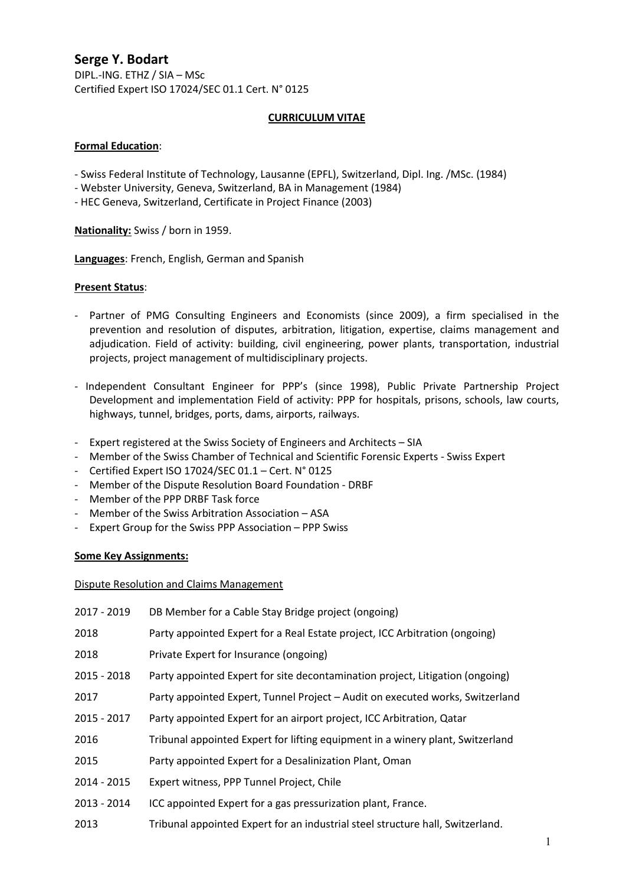# Serge Y. Bodart

DIPL.-ING. ETHZ / SIA – MSc
Certified Expert ISO 17024/SEC 01.1 Cert. N° 0125

## CURRICULUM VITAE

**Formal Education**:

- Swiss Federal Institute of Technology, Lausanne (EPFL), Switzerland, Dipl. Ing. /MSc. (1984)
- Webster University, Geneva, Switzerland, BA in Management (1984)
- HEC Geneva, Switzerland, Certificate in Project Finance (2003)

**Nationality:** Swiss / born in 1959.

**Languages**: French, English, German and Spanish

**Present Status**:

- Partner of PMG Consulting Engineers and Economists (since 2009), a firm specialised in the prevention and resolution of disputes, arbitration, litigation, expertise, claims management and adjudication. Field of activity: building, civil engineering, power plants, transportation, industrial projects, project management of multidisciplinary projects.
- Independent Consultant Engineer for PPP's (since 1998), Public Private Partnership Project Development and implementation Field of activity: PPP for hospitals, prisons, schools, law courts, highways, tunnel, bridges, ports, dams, airports, railways.
- Expert registered at the Swiss Society of Engineers and Architects – SIA
- Member of the Swiss Chamber of Technical and Scientific Forensic Experts - Swiss Expert
- Certified Expert ISO 17024/SEC 01.1 – Cert. N° 0125
- Member of the Dispute Resolution Board Foundation - DRBF
- Member of the PPP DRBF Task force
- Member of the Swiss Arbitration Association – ASA
- Expert Group for the Swiss PPP Association – PPP Swiss

**Some Key Assignments:**

Dispute Resolution and Claims Management

| | |
|---|---|
| 2017 - 2019 | DB Member for a Cable Stay Bridge project (ongoing) |
| 2018 | Party appointed Expert for a Real Estate project, ICC Arbitration (ongoing) |
| 2018 | Private Expert for Insurance (ongoing) |
| 2015 - 2018 | Party appointed Expert for site decontamination project, Litigation (ongoing) |
| 2017 | Party appointed Expert, Tunnel Project – Audit on executed works, Switzerland |
| 2015 - 2017 | Party appointed Expert for an airport project, ICC Arbitration, Qatar |
| 2016 | Tribunal appointed Expert for lifting equipment in a winery plant, Switzerland |
| 2015 | Party appointed Expert for a Desalinization Plant, Oman |
| 2014 - 2015 | Expert witness, PPP Tunnel Project, Chile |
| 2013 - 2014 | ICC appointed Expert for a gas pressurization plant, France. |
| 2013 | Tribunal appointed Expert for an industrial steel structure hall, Switzerland. |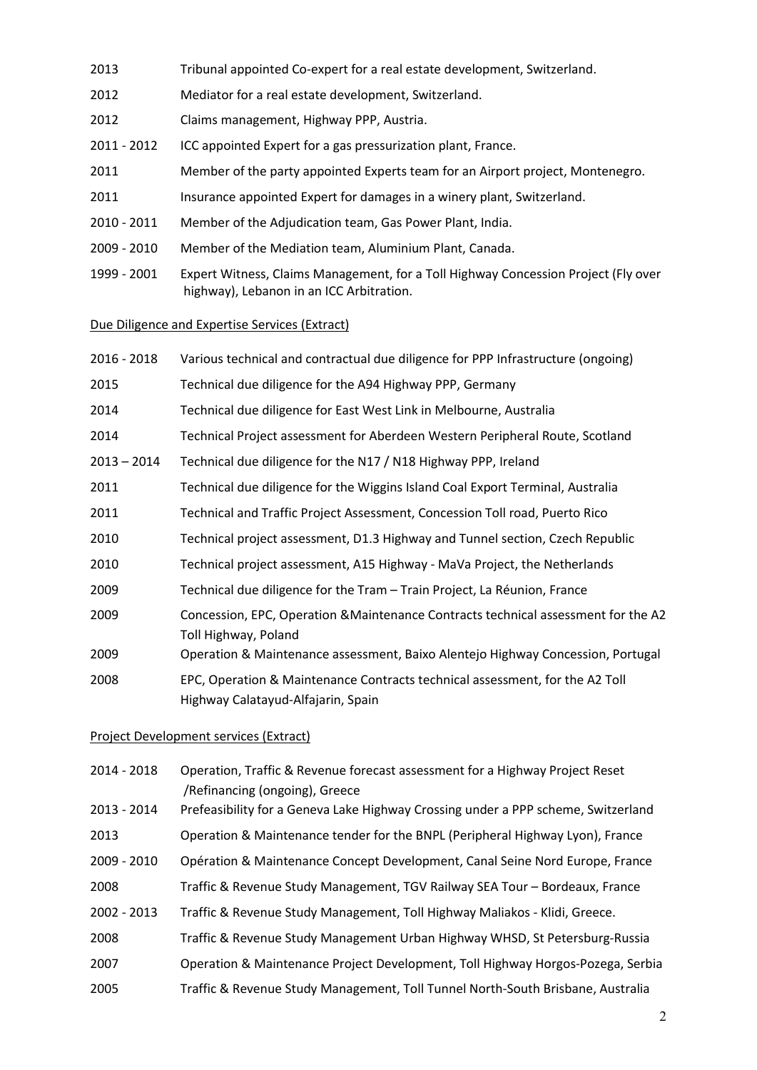| | |
|---|---|
| 2013 | Tribunal appointed Co-expert for a real estate development, Switzerland. |
| 2012 | Mediator for a real estate development, Switzerland. |
| 2012 | Claims management, Highway PPP, Austria. |
| 2011 - 2012 | ICC appointed Expert for a gas pressurization plant, France. |
| 2011 | Member of the party appointed Experts team for an Airport project, Montenegro. |
| 2011 | Insurance appointed Expert for damages in a winery plant, Switzerland. |
| 2010 - 2011 | Member of the Adjudication team, Gas Power Plant, India. |
| 2009 - 2010 | Member of the Mediation team, Aluminium Plant, Canada. |
| 1999 - 2001 | Expert Witness, Claims Management, for a Toll Highway Concession Project (Fly over highway), Lebanon in an ICC Arbitration. |

Due Diligence and Expertise Services (Extract)

| | |
|---|---|
| 2016 - 2018 | Various technical and contractual due diligence for PPP Infrastructure (ongoing) |
| 2015 | Technical due diligence for the A94 Highway PPP, Germany |
| 2014 | Technical due diligence for East West Link in Melbourne, Australia |
| 2014 | Technical Project assessment for Aberdeen Western Peripheral Route, Scotland |
| 2013 – 2014 | Technical due diligence for the N17 / N18 Highway PPP, Ireland |
| 2011 | Technical due diligence for the Wiggins Island Coal Export Terminal, Australia |
| 2011 | Technical and Traffic Project Assessment, Concession Toll road, Puerto Rico |
| 2010 | Technical project assessment, D1.3 Highway and Tunnel section, Czech Republic |
| 2010 | Technical project assessment, A15 Highway - MaVa Project, the Netherlands |
| 2009 | Technical due diligence for the Tram – Train Project, La Réunion, France |
| 2009 | Concession, EPC, Operation &Maintenance Contracts technical assessment for the A2 Toll Highway, Poland |
| 2009 | Operation & Maintenance assessment, Baixo Alentejo Highway Concession, Portugal |
| 2008 | EPC, Operation & Maintenance Contracts technical assessment, for the A2 Toll Highway Calatayud-Alfajarin, Spain |

Project Development services (Extract)

| | |
|---|---|
| 2014 - 2018 | Operation, Traffic & Revenue forecast assessment for a Highway Project Reset /Refinancing (ongoing), Greece |
| 2013 - 2014 | Prefeasibility for a Geneva Lake Highway Crossing under a PPP scheme, Switzerland |
| 2013 | Operation & Maintenance tender for the BNPL (Peripheral Highway Lyon), France |
| 2009 - 2010 | Opération & Maintenance Concept Development, Canal Seine Nord Europe, France |
| 2008 | Traffic & Revenue Study Management, TGV Railway SEA Tour – Bordeaux, France |
| 2002 - 2013 | Traffic & Revenue Study Management, Toll Highway Maliakos - Klidi, Greece. |
| 2008 | Traffic & Revenue Study Management Urban Highway WHSD, St Petersburg-Russia |
| 2007 | Operation & Maintenance Project Development, Toll Highway Horgos-Pozega, Serbia |
| 2005 | Traffic & Revenue Study Management, Toll Tunnel North-South Brisbane, Australia |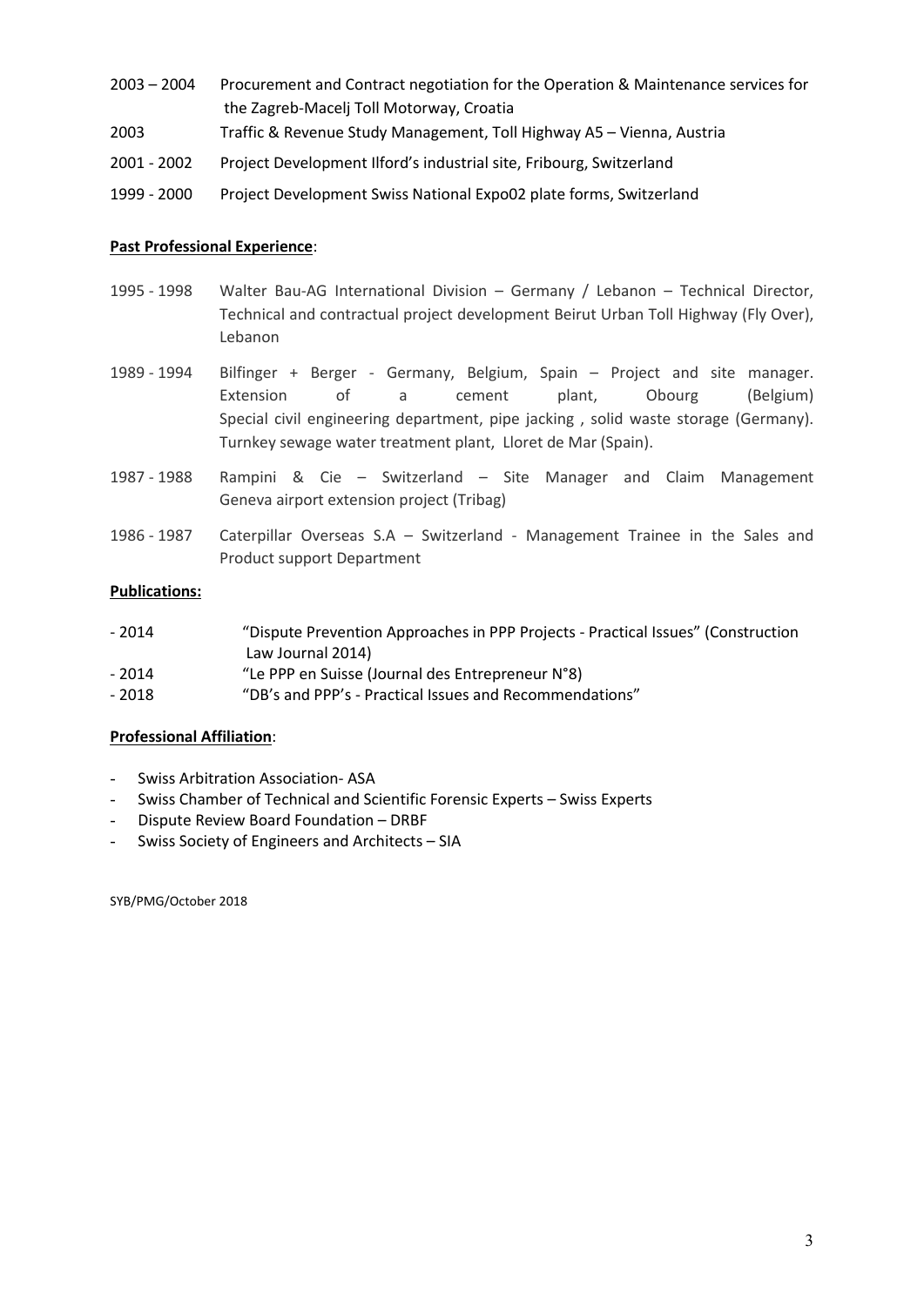2003 – 2004 Procurement and Contract negotiation for the Operation & Maintenance services for the Zagreb-Macelj Toll Motorway, Croatia

2003 Traffic & Revenue Study Management, Toll Highway A5 – Vienna, Austria

2001 - 2002 Project Development Ilford's industrial site, Fribourg, Switzerland

1999 - 2000 Project Development Swiss National Expo02 plate forms, Switzerland

**Past Professional Experience**:

1995 - 1998 Walter Bau-AG International Division – Germany / Lebanon – Technical Director, Technical and contractual project development Beirut Urban Toll Highway (Fly Over), Lebanon

1989 - 1994 Bilfinger + Berger - Germany, Belgium, Spain – Project and site manager. Extension of a cement plant, Obourg (Belgium) Special civil engineering department, pipe jacking , solid waste storage (Germany). Turnkey sewage water treatment plant, Lloret de Mar (Spain).

1987 - 1988 Rampini & Cie – Switzerland – Site Manager and Claim Management Geneva airport extension project (Tribag)

1986 - 1987 Caterpillar Overseas S.A – Switzerland - Management Trainee in the Sales and Product support Department

**Publications:**

- 2014 "Dispute Prevention Approaches in PPP Projects - Practical Issues" (Construction Law Journal 2014)
- 2014 "Le PPP en Suisse (Journal des Entrepreneur N°8)
- 2018 "DB's and PPP's - Practical Issues and Recommendations"

**Professional Affiliation**:

- Swiss Arbitration Association- ASA
- Swiss Chamber of Technical and Scientific Forensic Experts – Swiss Experts
- Dispute Review Board Foundation – DRBF
- Swiss Society of Engineers and Architects – SIA

SYB/PMG/October 2018